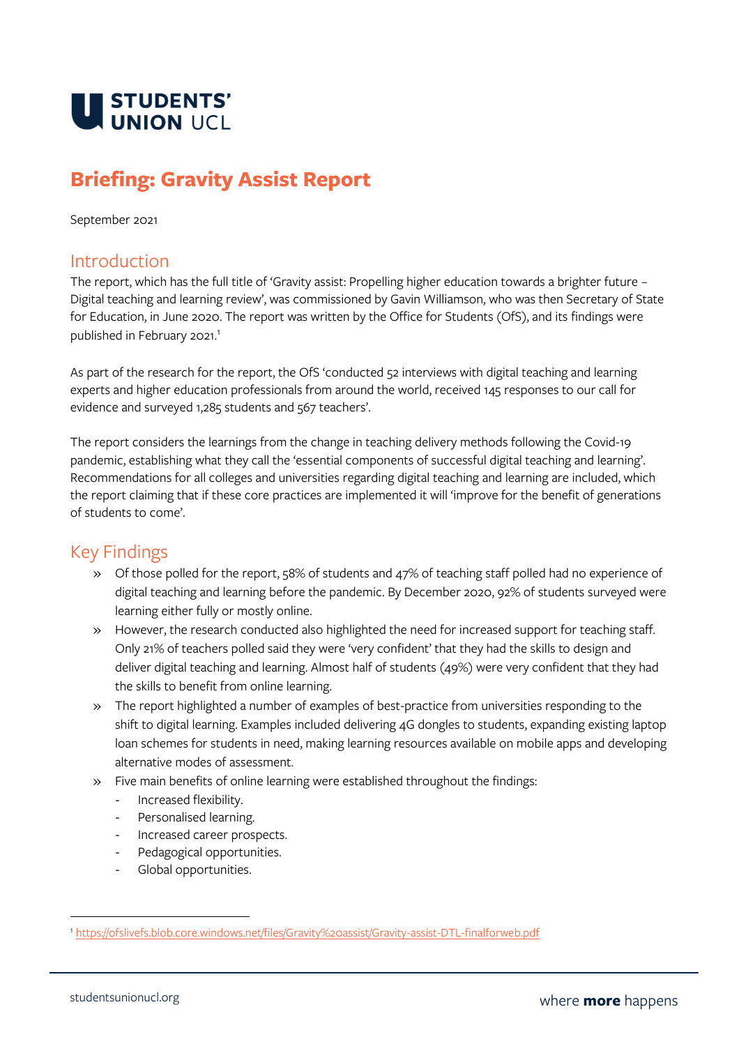STUDENTS' UNION UCL

# Briefing: Gravity Assist Report

September 2021

## Introduction

The report, which has the full title of 'Gravity assist: Propelling higher education towards a brighter future – Digital teaching and learning review', was commissioned by Gavin Williamson, who was then Secretary of State for Education, in June 2020. The report was written by the Office for Students (OfS), and its findings were published in February 2021.[1]

As part of the research for the report, the OfS 'conducted 52 interviews with digital teaching and learning experts and higher education professionals from around the world, received 145 responses to our call for evidence and surveyed 1,285 students and 567 teachers'.

The report considers the learnings from the change in teaching delivery methods following the Covid-19 pandemic, establishing what they call the 'essential components of successful digital teaching and learning'. Recommendations for all colleges and universities regarding digital teaching and learning are included, which the report claiming that if these core practices are implemented it will 'improve for the benefit of generations of students to come'.

## Key Findings

- Of those polled for the report, 58% of students and 47% of teaching staff polled had no experience of digital teaching and learning before the pandemic. By December 2020, 92% of students surveyed were learning either fully or mostly online.
- However, the research conducted also highlighted the need for increased support for teaching staff. Only 21% of teachers polled said they were 'very confident' that they had the skills to design and deliver digital teaching and learning. Almost half of students (49%) were very confident that they had the skills to benefit from online learning.
- The report highlighted a number of examples of best-practice from universities responding to the shift to digital learning. Examples included delivering 4G dongles to students, expanding existing laptop loan schemes for students in need, making learning resources available on mobile apps and developing alternative modes of assessment.
- Five main benefits of online learning were established throughout the findings:
  - Increased flexibility.
  - Personalised learning.
  - Increased career prospects.
  - Pedagogical opportunities.
  - Global opportunities.

---

[1] https://ofslivefs.blob.core.windows.net/files/Gravity%20assist/Gravity-assist-DTL-finalforweb.pdf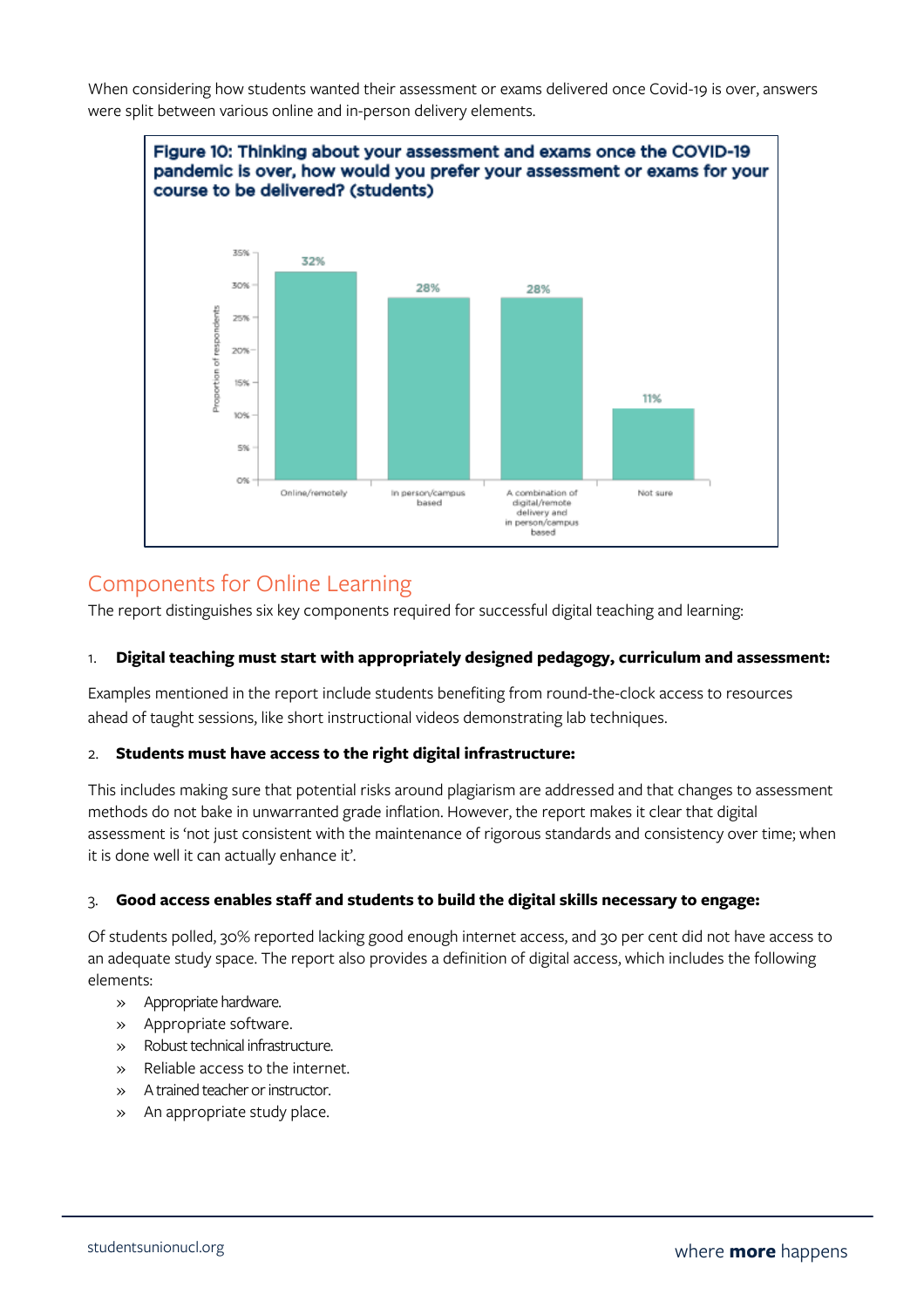When considering how students wanted their assessment or exams delivered once Covid-19 is over, answers were split between various online and in-person delivery elements.

**Figure 10: Thinking about your assessment and exams once the COVID-19 pandemic is over, how would you prefer your assessment or exams for your course to be delivered? (students)**

| Response | Proportion of respondents |
|---|---|
| Online/remotely | 32% |
| In person/campus based | 28% |
| A combination of digital/remote delivery and in person/campus based | 28% |
| Not sure | 11% |

## Components for Online Learning

The report distinguishes six key components required for successful digital teaching and learning:

1. **Digital teaching must start with appropriately designed pedagogy, curriculum and assessment:**

Examples mentioned in the report include students benefiting from round-the-clock access to resources ahead of taught sessions, like short instructional videos demonstrating lab techniques.

2. **Students must have access to the right digital infrastructure:**

This includes making sure that potential risks around plagiarism are addressed and that changes to assessment methods do not bake in unwarranted grade inflation. However, the report makes it clear that digital assessment is 'not just consistent with the maintenance of rigorous standards and consistency over time; when it is done well it can actually enhance it'.

3. **Good access enables staff and students to build the digital skills necessary to engage:**

Of students polled, 30% reported lacking good enough internet access, and 30 per cent did not have access to an adequate study space. The report also provides a definition of digital access, which includes the following elements:

- Appropriate hardware.
- Appropriate software.
- Robust technical infrastructure.
- Reliable access to the internet.
- A trained teacher or instructor.
- An appropriate study place.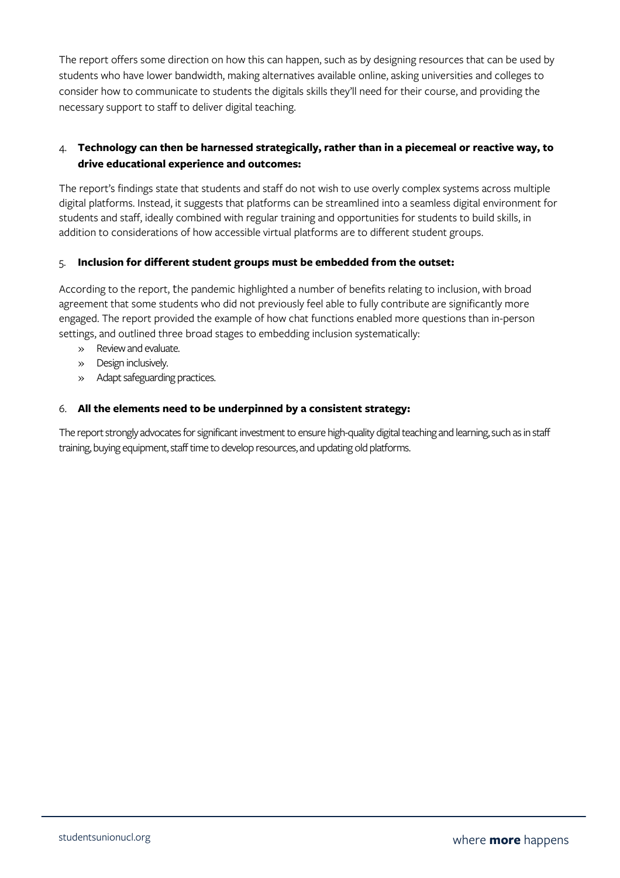The report offers some direction on how this can happen, such as by designing resources that can be used by students who have lower bandwidth, making alternatives available online, asking universities and colleges to consider how to communicate to students the digitals skills they'll need for their course, and providing the necessary support to staff to deliver digital teaching.

4. **Technology can then be harnessed strategically, rather than in a piecemeal or reactive way, to drive educational experience and outcomes:**

The report's findings state that students and staff do not wish to use overly complex systems across multiple digital platforms. Instead, it suggests that platforms can be streamlined into a seamless digital environment for students and staff, ideally combined with regular training and opportunities for students to build skills, in addition to considerations of how accessible virtual platforms are to different student groups.

5. **Inclusion for different student groups must be embedded from the outset:**

According to the report, the pandemic highlighted a number of benefits relating to inclusion, with broad agreement that some students who did not previously feel able to fully contribute are significantly more engaged. The report provided the example of how chat functions enabled more questions than in-person settings, and outlined three broad stages to embedding inclusion systematically:

- Review and evaluate.
- Design inclusively.
- Adapt safeguarding practices.

6. **All the elements need to be underpinned by a consistent strategy:**

The report strongly advocates for significant investment to ensure high-quality digital teaching and learning, such as in staff training, buying equipment, staff time to develop resources, and updating old platforms.